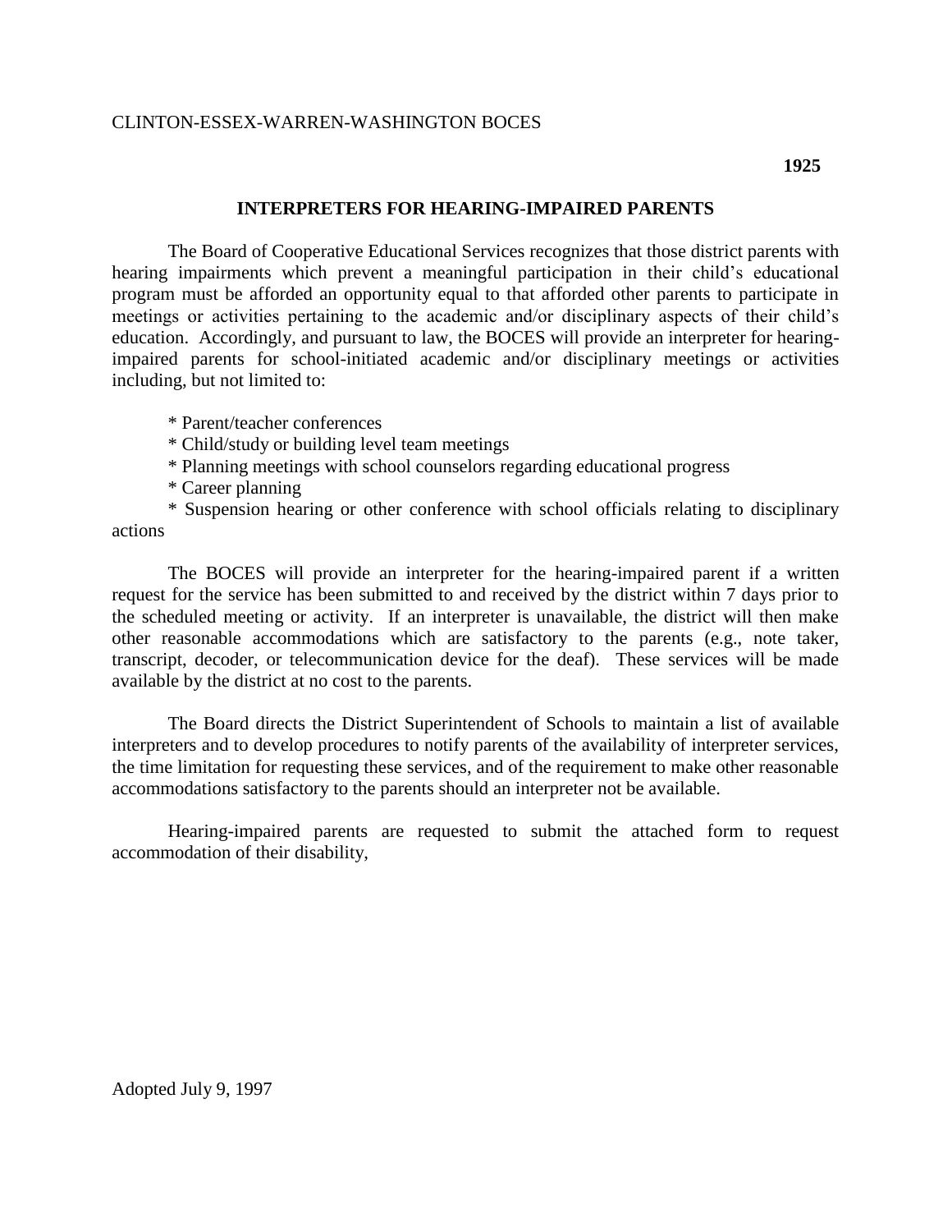CLINTON-ESSEX-WARREN-WASHINGTON BOCES

**1925**

# INTERPRETERS FOR HEARING-IMPAIRED PARENTS

The Board of Cooperative Educational Services recognizes that those district parents with hearing impairments which prevent a meaningful participation in their child's educational program must be afforded an opportunity equal to that afforded other parents to participate in meetings or activities pertaining to the academic and/or disciplinary aspects of their child's education. Accordingly, and pursuant to law, the BOCES will provide an interpreter for hearing-impaired parents for school-initiated academic and/or disciplinary meetings or activities including, but not limited to:

* Parent/teacher conferences
* Child/study or building level team meetings
* Planning meetings with school counselors regarding educational progress
* Career planning
* Suspension hearing or other conference with school officials relating to disciplinary actions

The BOCES will provide an interpreter for the hearing-impaired parent if a written request for the service has been submitted to and received by the district within 7 days prior to the scheduled meeting or activity. If an interpreter is unavailable, the district will then make other reasonable accommodations which are satisfactory to the parents (e.g., note taker, transcript, decoder, or telecommunication device for the deaf). These services will be made available by the district at no cost to the parents.

The Board directs the District Superintendent of Schools to maintain a list of available interpreters and to develop procedures to notify parents of the availability of interpreter services, the time limitation for requesting these services, and of the requirement to make other reasonable accommodations satisfactory to the parents should an interpreter not be available.

Hearing-impaired parents are requested to submit the attached form to request accommodation of their disability,

Adopted July 9, 1997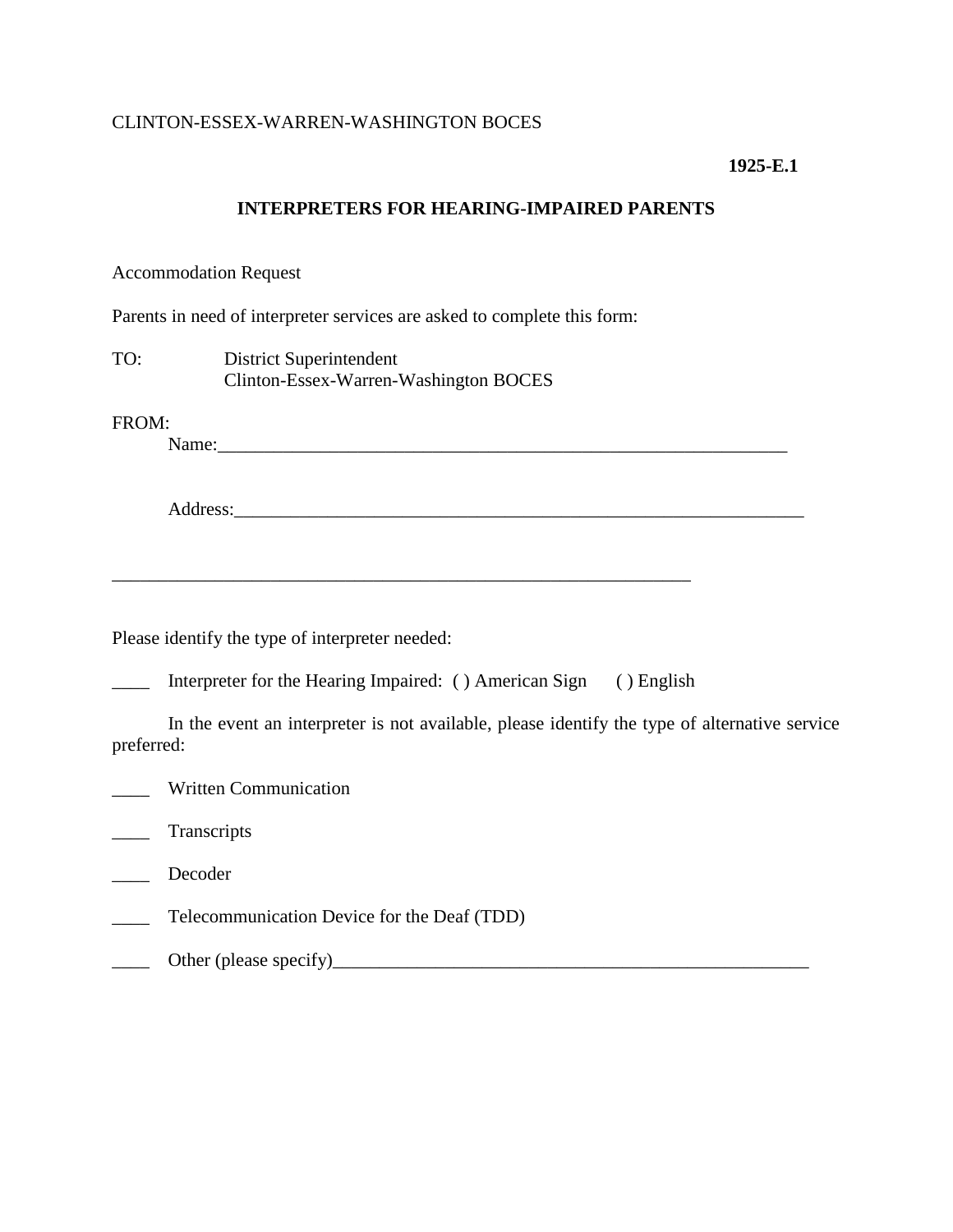CLINTON-ESSEX-WARREN-WASHINGTON BOCES

**1925-E.1**

**INTERPRETERS FOR HEARING-IMPAIRED PARENTS**

Accommodation Request

Parents in need of interpreter services are asked to complete this form:

TO: District Superintendent
Clinton-Essex-Warren-Washington BOCES

FROM:
Name:_______________________________________________________________

Address:_____________________________________________________________

_______________________________________________________________

Please identify the type of interpreter needed:

____ Interpreter for the Hearing Impaired: ( ) American Sign ( ) English

In the event an interpreter is not available, please identify the type of alternative service preferred:

____ Written Communication

____ Transcripts

____ Decoder

____ Telecommunication Device for the Deaf (TDD)

____ Other (please specify)_____________________________________________________